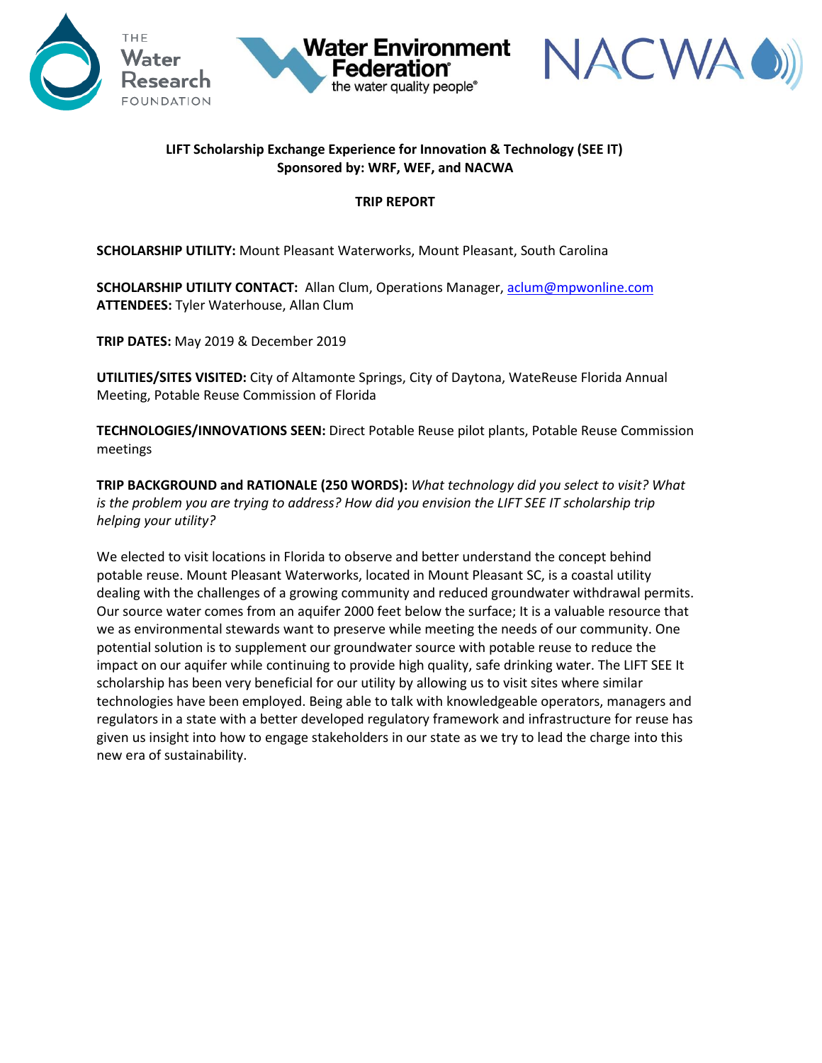**LIFT Scholarship Exchange Experience for Innovation & Technology (SEE IT)**
**Sponsored by: WRF, WEF, and NACWA**

**TRIP REPORT**

**SCHOLARSHIP UTILITY:** Mount Pleasant Waterworks, Mount Pleasant, South Carolina

**SCHOLARSHIP UTILITY CONTACT:** Allan Clum, Operations Manager, aclum@mpwonline.com
**ATTENDEES:** Tyler Waterhouse, Allan Clum

**TRIP DATES:** May 2019 & December 2019

**UTILITIES/SITES VISITED:** City of Altamonte Springs, City of Daytona, WateReuse Florida Annual Meeting, Potable Reuse Commission of Florida

**TECHNOLOGIES/INNOVATIONS SEEN:** Direct Potable Reuse pilot plants, Potable Reuse Commission meetings

**TRIP BACKGROUND and RATIONALE (250 WORDS):** *What technology did you select to visit? What is the problem you are trying to address? How did you envision the LIFT SEE IT scholarship trip helping your utility?*

We elected to visit locations in Florida to observe and better understand the concept behind potable reuse. Mount Pleasant Waterworks, located in Mount Pleasant SC, is a coastal utility dealing with the challenges of a growing community and reduced groundwater withdrawal permits. Our source water comes from an aquifer 2000 feet below the surface; It is a valuable resource that we as environmental stewards want to preserve while meeting the needs of our community. One potential solution is to supplement our groundwater source with potable reuse to reduce the impact on our aquifer while continuing to provide high quality, safe drinking water. The LIFT SEE It scholarship has been very beneficial for our utility by allowing us to visit sites where similar technologies have been employed. Being able to talk with knowledgeable operators, managers and regulators in a state with a better developed regulatory framework and infrastructure for reuse has given us insight into how to engage stakeholders in our state as we try to lead the charge into this new era of sustainability.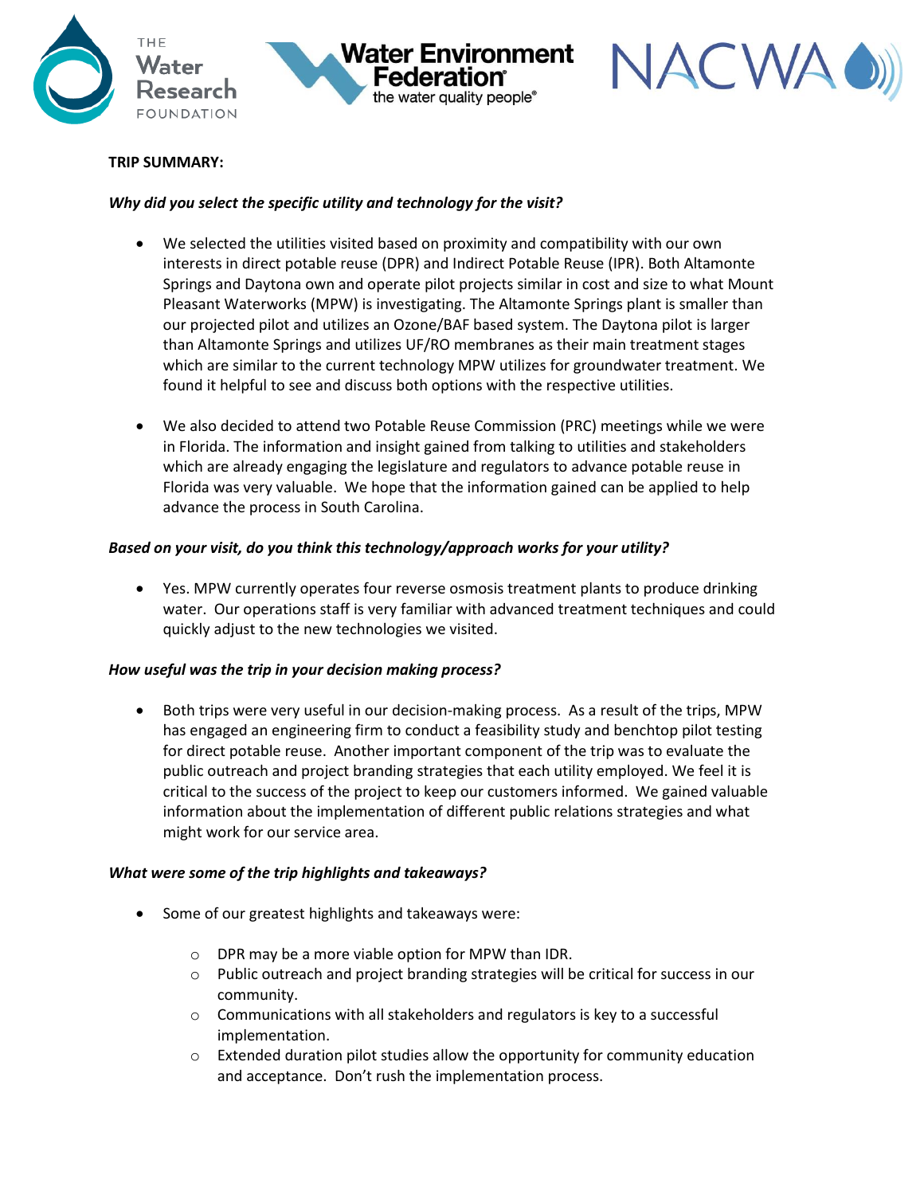**TRIP SUMMARY:**

***Why did you select the specific utility and technology for the visit?***

- We selected the utilities visited based on proximity and compatibility with our own interests in direct potable reuse (DPR) and Indirect Potable Reuse (IPR). Both Altamonte Springs and Daytona own and operate pilot projects similar in cost and size to what Mount Pleasant Waterworks (MPW) is investigating. The Altamonte Springs plant is smaller than our projected pilot and utilizes an Ozone/BAF based system. The Daytona pilot is larger than Altamonte Springs and utilizes UF/RO membranes as their main treatment stages which are similar to the current technology MPW utilizes for groundwater treatment. We found it helpful to see and discuss both options with the respective utilities.

- We also decided to attend two Potable Reuse Commission (PRC) meetings while we were in Florida. The information and insight gained from talking to utilities and stakeholders which are already engaging the legislature and regulators to advance potable reuse in Florida was very valuable. We hope that the information gained can be applied to help advance the process in South Carolina.

***Based on your visit, do you think this technology/approach works for your utility?***

- Yes. MPW currently operates four reverse osmosis treatment plants to produce drinking water. Our operations staff is very familiar with advanced treatment techniques and could quickly adjust to the new technologies we visited.

***How useful was the trip in your decision making process?***

- Both trips were very useful in our decision-making process. As a result of the trips, MPW has engaged an engineering firm to conduct a feasibility study and benchtop pilot testing for direct potable reuse. Another important component of the trip was to evaluate the public outreach and project branding strategies that each utility employed. We feel it is critical to the success of the project to keep our customers informed. We gained valuable information about the implementation of different public relations strategies and what might work for our service area.

***What were some of the trip highlights and takeaways?***

- Some of our greatest highlights and takeaways were:
  - DPR may be a more viable option for MPW than IDR.
  - Public outreach and project branding strategies will be critical for success in our community.
  - Communications with all stakeholders and regulators is key to a successful implementation.
  - Extended duration pilot studies allow the opportunity for community education and acceptance. Don't rush the implementation process.